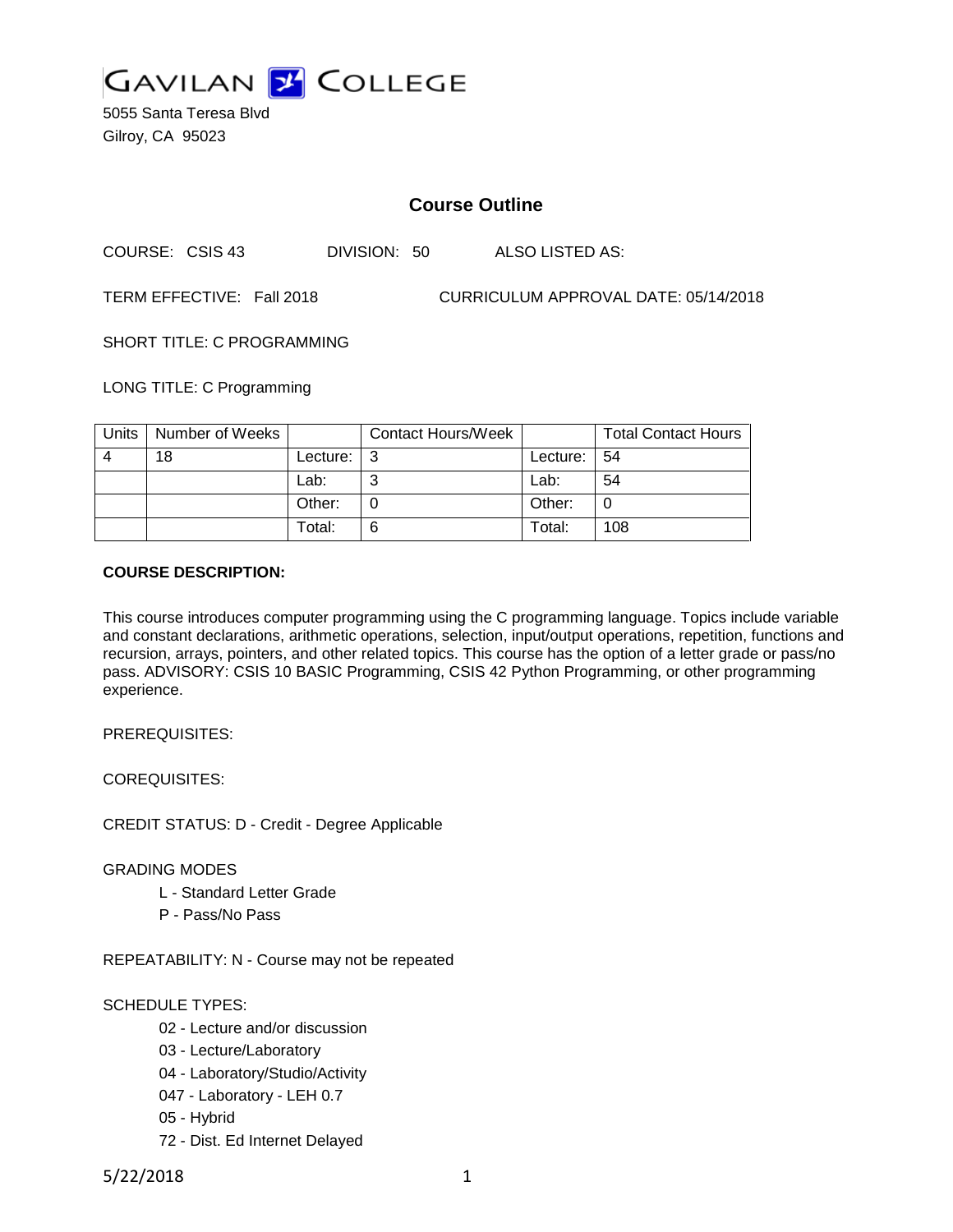# GAVILAN COLLEGE

5055 Santa Teresa Blvd
Gilroy, CA 95023

## Course Outline

COURSE: CSIS 43 DIVISION: 50 ALSO LISTED AS:

TERM EFFECTIVE: Fall 2018 CURRICULUM APPROVAL DATE: 05/14/2018

SHORT TITLE: C PROGRAMMING

LONG TITLE: C Programming

| Units | Number of Weeks | | Contact Hours/Week | | Total Contact Hours |
|---|---|---|---|---|---|
| 4 | 18 | Lecture: | 3 | Lecture: | 54 |
| | | Lab: | 3 | Lab: | 54 |
| | | Other: | 0 | Other: | 0 |
| | | Total: | 6 | Total: | 108 |

**COURSE DESCRIPTION:**

This course introduces computer programming using the C programming language. Topics include variable and constant declarations, arithmetic operations, selection, input/output operations, repetition, functions and recursion, arrays, pointers, and other related topics. This course has the option of a letter grade or pass/no pass. ADVISORY: CSIS 10 BASIC Programming, CSIS 42 Python Programming, or other programming experience.

PREREQUISITES:

COREQUISITES:

CREDIT STATUS: D - Credit - Degree Applicable

GRADING MODES

- L - Standard Letter Grade
- P - Pass/No Pass

REPEATABILITY: N - Course may not be repeated

SCHEDULE TYPES:

- 02 - Lecture and/or discussion
- 03 - Lecture/Laboratory
- 04 - Laboratory/Studio/Activity
- 047 - Laboratory - LEH 0.7
- 05 - Hybrid
- 72 - Dist. Ed Internet Delayed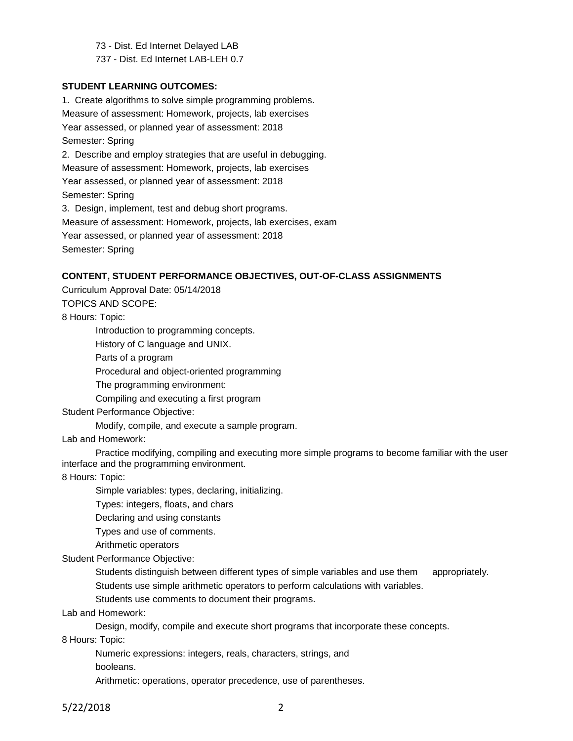73 - Dist. Ed Internet Delayed LAB

737 - Dist. Ed Internet LAB-LEH 0.7

**STUDENT LEARNING OUTCOMES:**

1. Create algorithms to solve simple programming problems.
Measure of assessment: Homework, projects, lab exercises
Year assessed, or planned year of assessment: 2018
Semester: Spring

2. Describe and employ strategies that are useful in debugging.
Measure of assessment: Homework, projects, lab exercises
Year assessed, or planned year of assessment: 2018
Semester: Spring

3. Design, implement, test and debug short programs.
Measure of assessment: Homework, projects, lab exercises, exam
Year assessed, or planned year of assessment: 2018
Semester: Spring

**CONTENT, STUDENT PERFORMANCE OBJECTIVES, OUT-OF-CLASS ASSIGNMENTS**

Curriculum Approval Date: 05/14/2018

TOPICS AND SCOPE:

8 Hours: Topic:

Introduction to programming concepts.
History of C language and UNIX.
Parts of a program
Procedural and object-oriented programming
The programming environment:
Compiling and executing a first program

Student Performance Objective:

Modify, compile, and execute a sample program.

Lab and Homework:

Practice modifying, compiling and executing more simple programs to become familiar with the user interface and the programming environment.

8 Hours: Topic:

Simple variables: types, declaring, initializing.
Types: integers, floats, and chars
Declaring and using constants
Types and use of comments.
Arithmetic operators

Student Performance Objective:

Students distinguish between different types of simple variables and use them appropriately.
Students use simple arithmetic operators to perform calculations with variables.
Students use comments to document their programs.

Lab and Homework:

Design, modify, compile and execute short programs that incorporate these concepts.

8 Hours: Topic:

Numeric expressions: integers, reals, characters, strings, and booleans.
Arithmetic: operations, operator precedence, use of parentheses.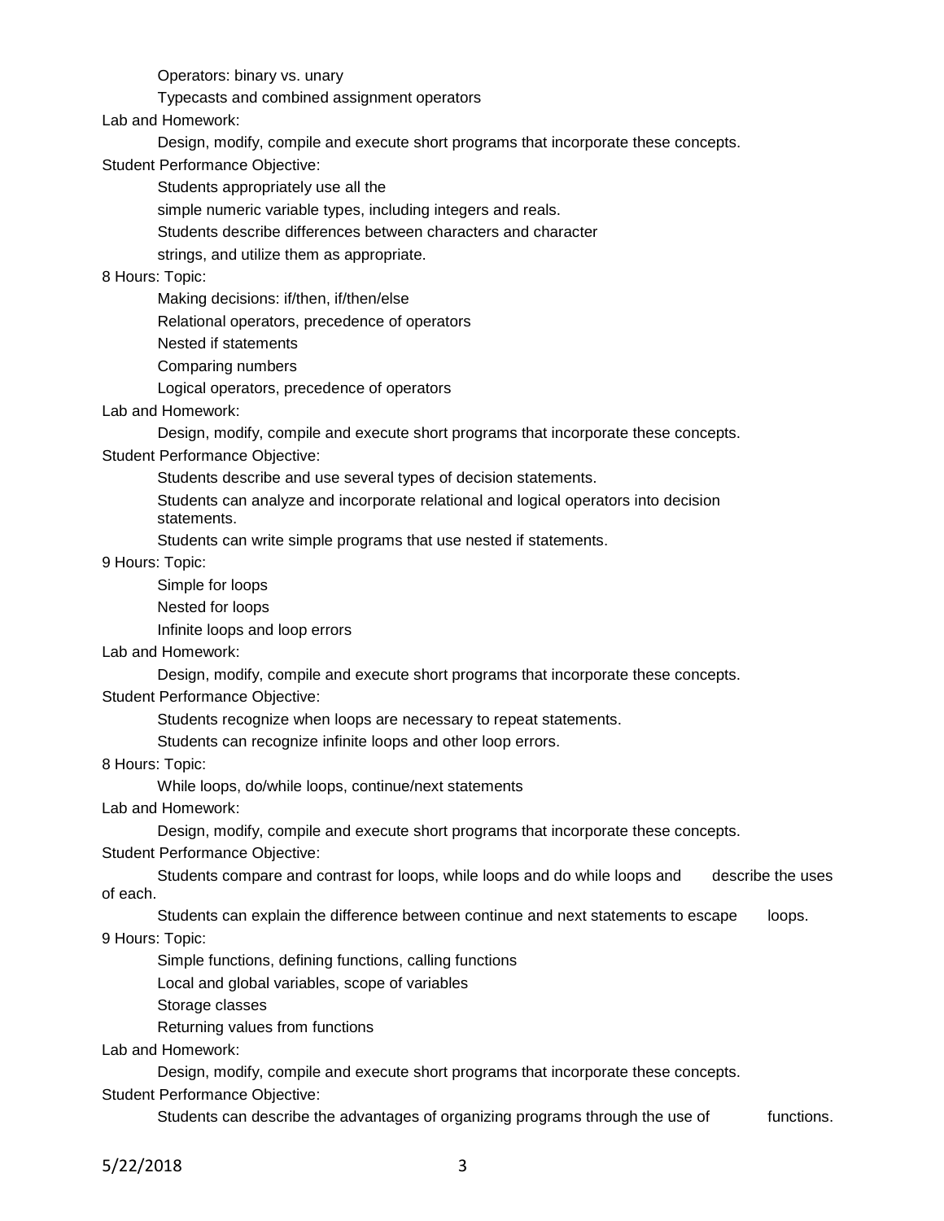Operators: binary vs. unary

Typecasts and combined assignment operators

Lab and Homework:

Design, modify, compile and execute short programs that incorporate these concepts.

Student Performance Objective:

Students appropriately use all the
simple numeric variable types, including integers and reals.

Students describe differences between characters and character
strings, and utilize them as appropriate.

8 Hours: Topic:

Making decisions: if/then, if/then/else

Relational operators, precedence of operators

Nested if statements

Comparing numbers

Logical operators, precedence of operators

Lab and Homework:

Design, modify, compile and execute short programs that incorporate these concepts.

Student Performance Objective:

Students describe and use several types of decision statements.

Students can analyze and incorporate relational and logical operators into decision statements.

Students can write simple programs that use nested if statements.

9 Hours: Topic:

Simple for loops

Nested for loops

Infinite loops and loop errors

Lab and Homework:

Design, modify, compile and execute short programs that incorporate these concepts.

Student Performance Objective:

Students recognize when loops are necessary to repeat statements.

Students can recognize infinite loops and other loop errors.

8 Hours: Topic:

While loops, do/while loops, continue/next statements

Lab and Homework:

Design, modify, compile and execute short programs that incorporate these concepts.

Student Performance Objective:

Students compare and contrast for loops, while loops and do while loops and describe the uses of each.

Students can explain the difference between continue and next statements to escape loops.

9 Hours: Topic:

Simple functions, defining functions, calling functions

Local and global variables, scope of variables

Storage classes

Returning values from functions

Lab and Homework:

Design, modify, compile and execute short programs that incorporate these concepts.

Student Performance Objective:

Students can describe the advantages of organizing programs through the use of functions.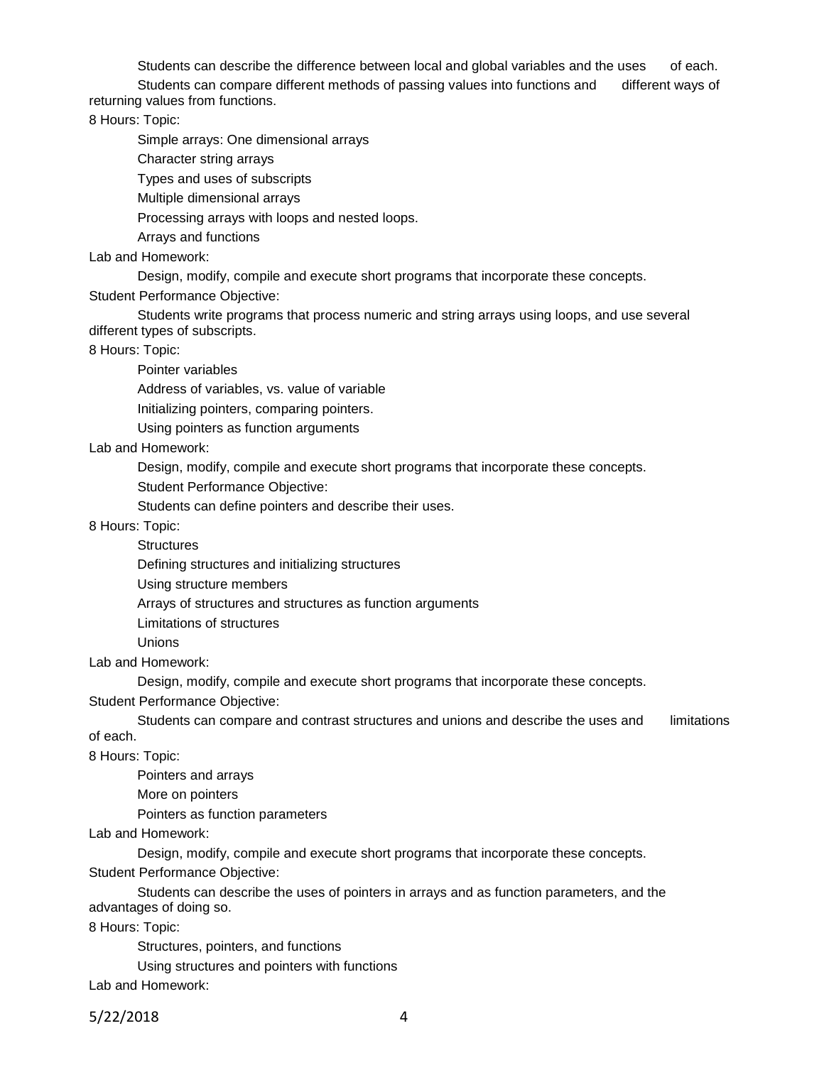Students can describe the difference between local and global variables and the uses of each.

Students can compare different methods of passing values into functions and different ways of returning values from functions.

8 Hours: Topic:

Simple arrays: One dimensional arrays

Character string arrays

Types and uses of subscripts

Multiple dimensional arrays

Processing arrays with loops and nested loops.

Arrays and functions

Lab and Homework:

Design, modify, compile and execute short programs that incorporate these concepts.

Student Performance Objective:

Students write programs that process numeric and string arrays using loops, and use several different types of subscripts.

8 Hours: Topic:

Pointer variables

Address of variables, vs. value of variable

Initializing pointers, comparing pointers.

Using pointers as function arguments

Lab and Homework:

Design, modify, compile and execute short programs that incorporate these concepts.

Student Performance Objective:

Students can define pointers and describe their uses.

8 Hours: Topic:

Structures

Defining structures and initializing structures

Using structure members

Arrays of structures and structures as function arguments

Limitations of structures

Unions

Lab and Homework:

Design, modify, compile and execute short programs that incorporate these concepts.

Student Performance Objective:

Students can compare and contrast structures and unions and describe the uses and limitations of each.

8 Hours: Topic:

Pointers and arrays

More on pointers

Pointers as function parameters

Lab and Homework:

Design, modify, compile and execute short programs that incorporate these concepts.

Student Performance Objective:

Students can describe the uses of pointers in arrays and as function parameters, and the advantages of doing so.

8 Hours: Topic:

Structures, pointers, and functions

Using structures and pointers with functions

Lab and Homework: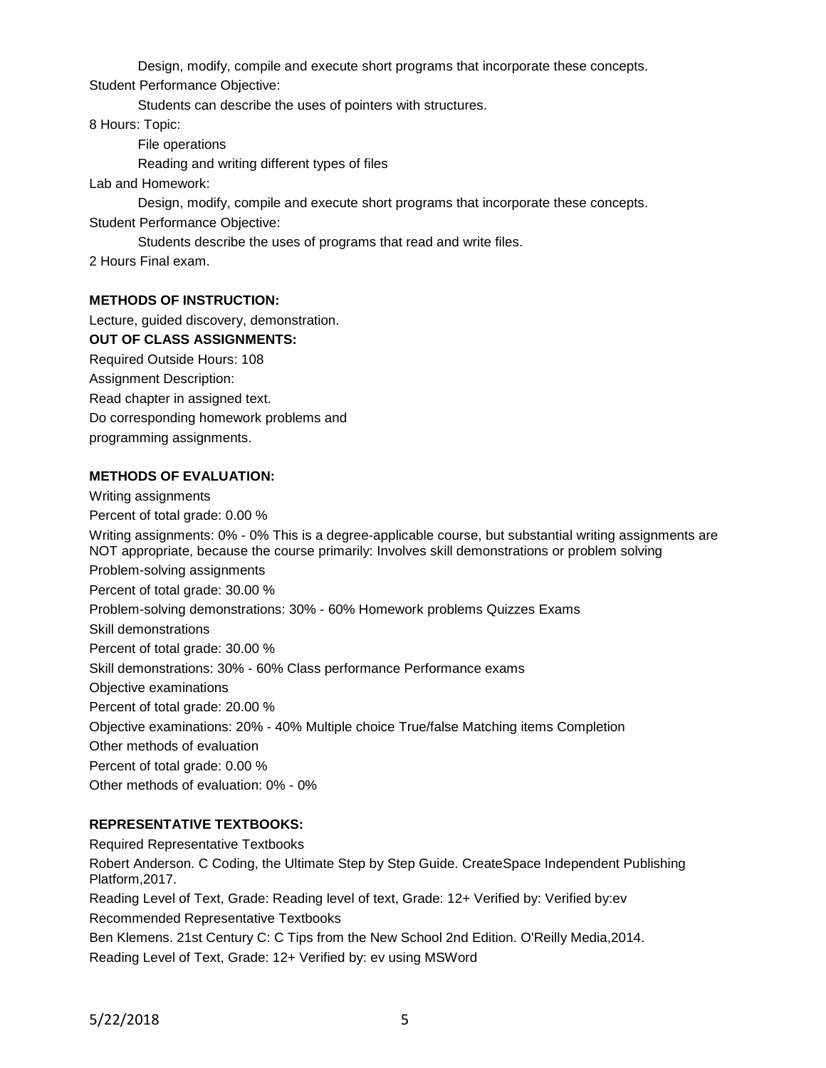Design, modify, compile and execute short programs that incorporate these concepts.

Student Performance Objective:

Students can describe the uses of pointers with structures.

8 Hours: Topic:

File operations

Reading and writing different types of files

Lab and Homework:

Design, modify, compile and execute short programs that incorporate these concepts.

Student Performance Objective:

Students describe the uses of programs that read and write files.

2 Hours Final exam.

**METHODS OF INSTRUCTION:**

Lecture, guided discovery, demonstration.

**OUT OF CLASS ASSIGNMENTS:**

Required Outside Hours: 108

Assignment Description:

Read chapter in assigned text.

Do corresponding homework problems and
programming assignments.

**METHODS OF EVALUATION:**

Writing assignments

Percent of total grade: 0.00 %

Writing assignments: 0% - 0% This is a degree-applicable course, but substantial writing assignments are NOT appropriate, because the course primarily: Involves skill demonstrations or problem solving

Problem-solving assignments

Percent of total grade: 30.00 %

Problem-solving demonstrations: 30% - 60% Homework problems Quizzes Exams

Skill demonstrations

Percent of total grade: 30.00 %

Skill demonstrations: 30% - 60% Class performance Performance exams

Objective examinations

Percent of total grade: 20.00 %

Objective examinations: 20% - 40% Multiple choice True/false Matching items Completion

Other methods of evaluation

Percent of total grade: 0.00 %

Other methods of evaluation: 0% - 0%

**REPRESENTATIVE TEXTBOOKS:**

Required Representative Textbooks

Robert Anderson. C Coding, the Ultimate Step by Step Guide. CreateSpace Independent Publishing Platform,2017.

Reading Level of Text, Grade: Reading level of text, Grade: 12+ Verified by: Verified by:ev

Recommended Representative Textbooks

Ben Klemens. 21st Century C: C Tips from the New School 2nd Edition. O'Reilly Media,2014.

Reading Level of Text, Grade: 12+ Verified by: ev using MSWord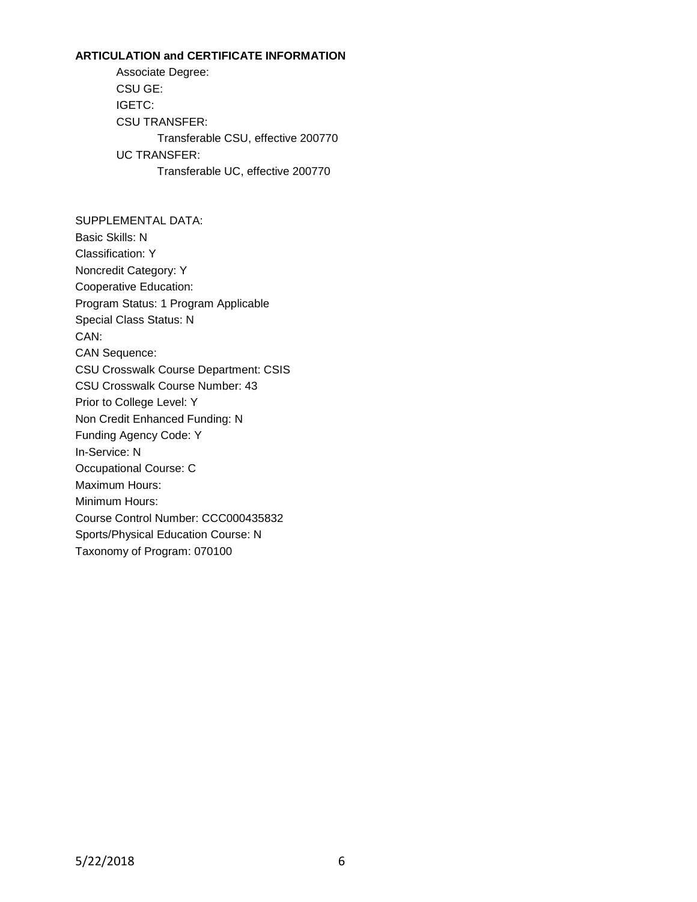**ARTICULATION and CERTIFICATE INFORMATION**

Associate Degree:
CSU GE:
IGETC:
CSU TRANSFER:
Transferable CSU, effective 200770
UC TRANSFER:
Transferable UC, effective 200770

SUPPLEMENTAL DATA:
Basic Skills: N
Classification: Y
Noncredit Category: Y
Cooperative Education:
Program Status: 1 Program Applicable
Special Class Status: N
CAN:
CAN Sequence:
CSU Crosswalk Course Department: CSIS
CSU Crosswalk Course Number: 43
Prior to College Level: Y
Non Credit Enhanced Funding: N
Funding Agency Code: Y
In-Service: N
Occupational Course: C
Maximum Hours:
Minimum Hours:
Course Control Number: CCC000435832
Sports/Physical Education Course: N
Taxonomy of Program: 070100

5/22/2018